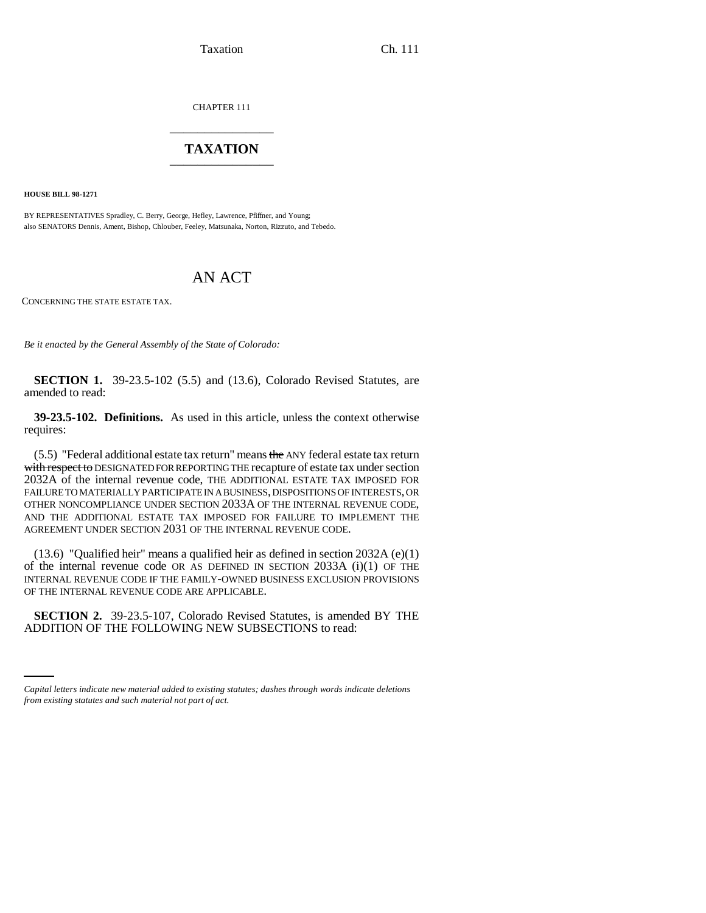CHAPTER 111

# TAXATION

**HOUSE BILL 98-1271**

BY REPRESENTATIVES Spradley, C. Berry, George, Hefley, Lawrence, Pfiffner, and Young;
also SENATORS Dennis, Ament, Bishop, Chlouber, Feeley, Matsunaka, Norton, Rizzuto, and Tebedo.

# AN ACT

CONCERNING THE STATE ESTATE TAX.

*Be it enacted by the General Assembly of the State of Colorado:*

**SECTION 1.** 39-23.5-102 (5.5) and (13.6), Colorado Revised Statutes, are amended to read:

**39-23.5-102. Definitions.** As used in this article, unless the context otherwise requires:

(5.5) "Federal additional estate tax return" means ~~the~~ ANY federal estate tax return ~~with respect to~~ DESIGNATED FOR REPORTING THE recapture of estate tax under section 2032A of the internal revenue code, THE ADDITIONAL ESTATE TAX IMPOSED FOR FAILURE TO MATERIALLY PARTICIPATE IN A BUSINESS, DISPOSITIONS OF INTERESTS, OR OTHER NONCOMPLIANCE UNDER SECTION 2033A OF THE INTERNAL REVENUE CODE, AND THE ADDITIONAL ESTATE TAX IMPOSED FOR FAILURE TO IMPLEMENT THE AGREEMENT UNDER SECTION 2031 OF THE INTERNAL REVENUE CODE.

(13.6) "Qualified heir" means a qualified heir as defined in section 2032A (e)(1) of the internal revenue code OR AS DEFINED IN SECTION 2033A (i)(1) OF THE INTERNAL REVENUE CODE IF THE FAMILY-OWNED BUSINESS EXCLUSION PROVISIONS OF THE INTERNAL REVENUE CODE ARE APPLICABLE.

**SECTION 2.** 39-23.5-107, Colorado Revised Statutes, is amended BY THE ADDITION OF THE FOLLOWING NEW SUBSECTIONS to read:

*Capital letters indicate new material added to existing statutes; dashes through words indicate deletions from existing statutes and such material not part of act.*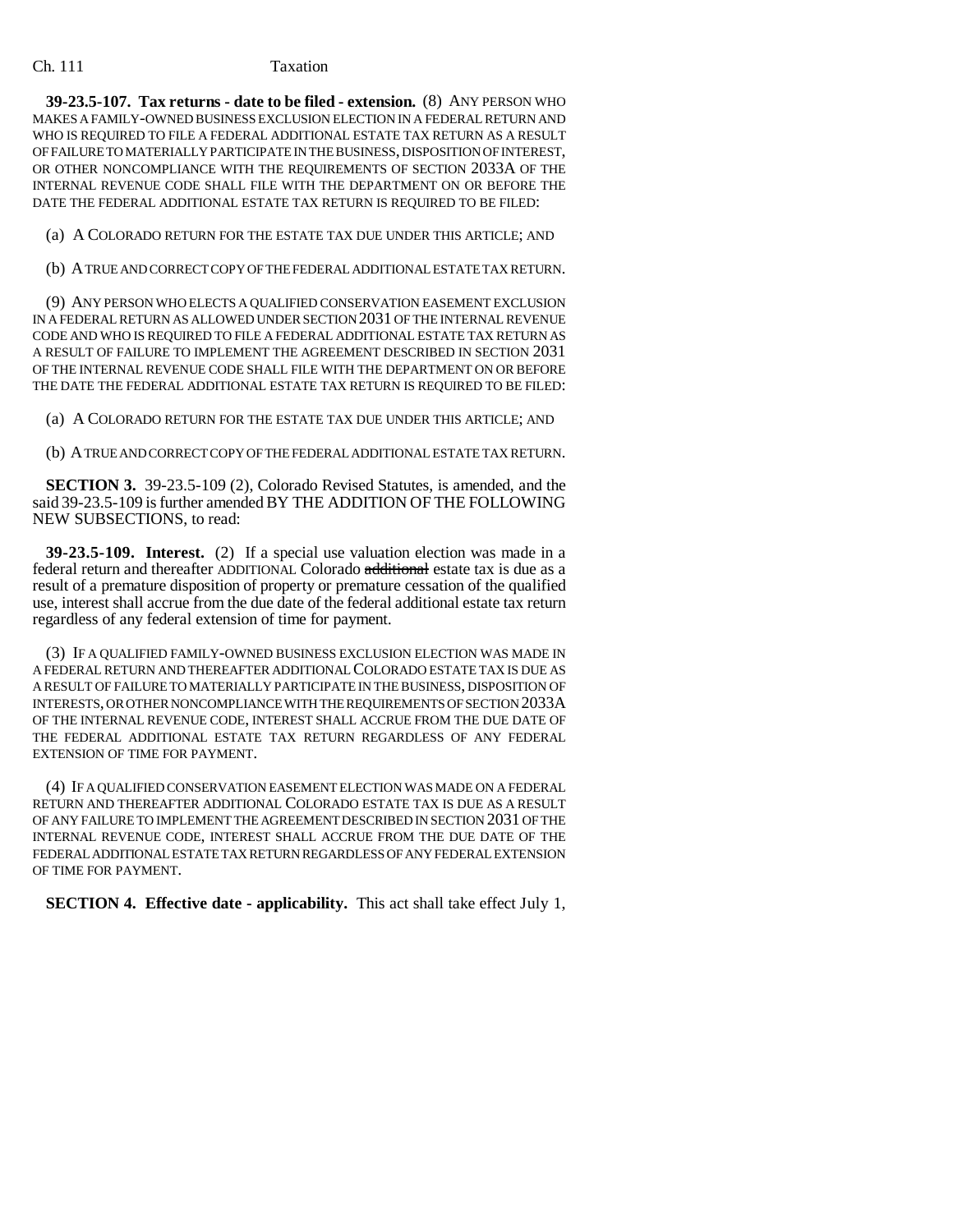**39-23.5-107. Tax returns - date to be filed - extension.** (8) ANY PERSON WHO MAKES A FAMILY-OWNED BUSINESS EXCLUSION ELECTION IN A FEDERAL RETURN AND WHO IS REQUIRED TO FILE A FEDERAL ADDITIONAL ESTATE TAX RETURN AS A RESULT OF FAILURE TO MATERIALLY PARTICIPATE IN THE BUSINESS, DISPOSITION OF INTEREST, OR OTHER NONCOMPLIANCE WITH THE REQUIREMENTS OF SECTION 2033A OF THE INTERNAL REVENUE CODE SHALL FILE WITH THE DEPARTMENT ON OR BEFORE THE DATE THE FEDERAL ADDITIONAL ESTATE TAX RETURN IS REQUIRED TO BE FILED:

(a) A COLORADO RETURN FOR THE ESTATE TAX DUE UNDER THIS ARTICLE; AND

(b) A TRUE AND CORRECT COPY OF THE FEDERAL ADDITIONAL ESTATE TAX RETURN.

(9) ANY PERSON WHO ELECTS A QUALIFIED CONSERVATION EASEMENT EXCLUSION IN A FEDERAL RETURN AS ALLOWED UNDER SECTION 2031 OF THE INTERNAL REVENUE CODE AND WHO IS REQUIRED TO FILE A FEDERAL ADDITIONAL ESTATE TAX RETURN AS A RESULT OF FAILURE TO IMPLEMENT THE AGREEMENT DESCRIBED IN SECTION 2031 OF THE INTERNAL REVENUE CODE SHALL FILE WITH THE DEPARTMENT ON OR BEFORE THE DATE THE FEDERAL ADDITIONAL ESTATE TAX RETURN IS REQUIRED TO BE FILED:

(a) A COLORADO RETURN FOR THE ESTATE TAX DUE UNDER THIS ARTICLE; AND

(b) A TRUE AND CORRECT COPY OF THE FEDERAL ADDITIONAL ESTATE TAX RETURN.

**SECTION 3.** 39-23.5-109 (2), Colorado Revised Statutes, is amended, and the said 39-23.5-109 is further amended BY THE ADDITION OF THE FOLLOWING NEW SUBSECTIONS, to read:

**39-23.5-109. Interest.** (2) If a special use valuation election was made in a federal return and thereafter ADDITIONAL Colorado ~~additional~~ estate tax is due as a result of a premature disposition of property or premature cessation of the qualified use, interest shall accrue from the due date of the federal additional estate tax return regardless of any federal extension of time for payment.

(3) IF A QUALIFIED FAMILY-OWNED BUSINESS EXCLUSION ELECTION WAS MADE IN A FEDERAL RETURN AND THEREAFTER ADDITIONAL COLORADO ESTATE TAX IS DUE AS A RESULT OF FAILURE TO MATERIALLY PARTICIPATE IN THE BUSINESS, DISPOSITION OF INTERESTS, OR OTHER NONCOMPLIANCE WITH THE REQUIREMENTS OF SECTION 2033A OF THE INTERNAL REVENUE CODE, INTEREST SHALL ACCRUE FROM THE DUE DATE OF THE FEDERAL ADDITIONAL ESTATE TAX RETURN REGARDLESS OF ANY FEDERAL EXTENSION OF TIME FOR PAYMENT.

(4) IF A QUALIFIED CONSERVATION EASEMENT ELECTION WAS MADE ON A FEDERAL RETURN AND THEREAFTER ADDITIONAL COLORADO ESTATE TAX IS DUE AS A RESULT OF ANY FAILURE TO IMPLEMENT THE AGREEMENT DESCRIBED IN SECTION 2031 OF THE INTERNAL REVENUE CODE, INTEREST SHALL ACCRUE FROM THE DUE DATE OF THE FEDERAL ADDITIONAL ESTATE TAX RETURN REGARDLESS OF ANY FEDERAL EXTENSION OF TIME FOR PAYMENT.

**SECTION 4. Effective date - applicability.** This act shall take effect July 1,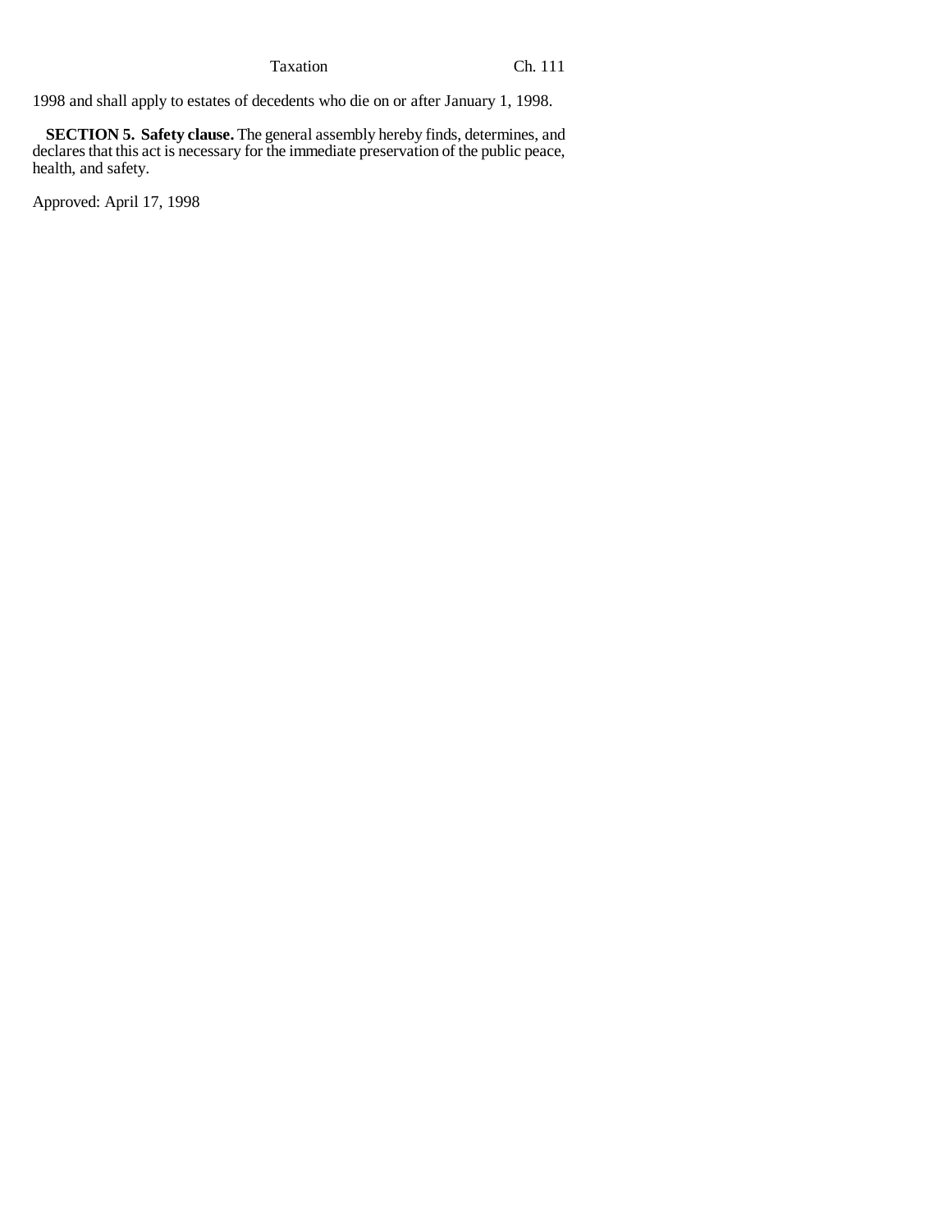1998 and shall apply to estates of decedents who die on or after January 1, 1998.

**SECTION 5. Safety clause.** The general assembly hereby finds, determines, and declares that this act is necessary for the immediate preservation of the public peace, health, and safety.

Approved: April 17, 1998